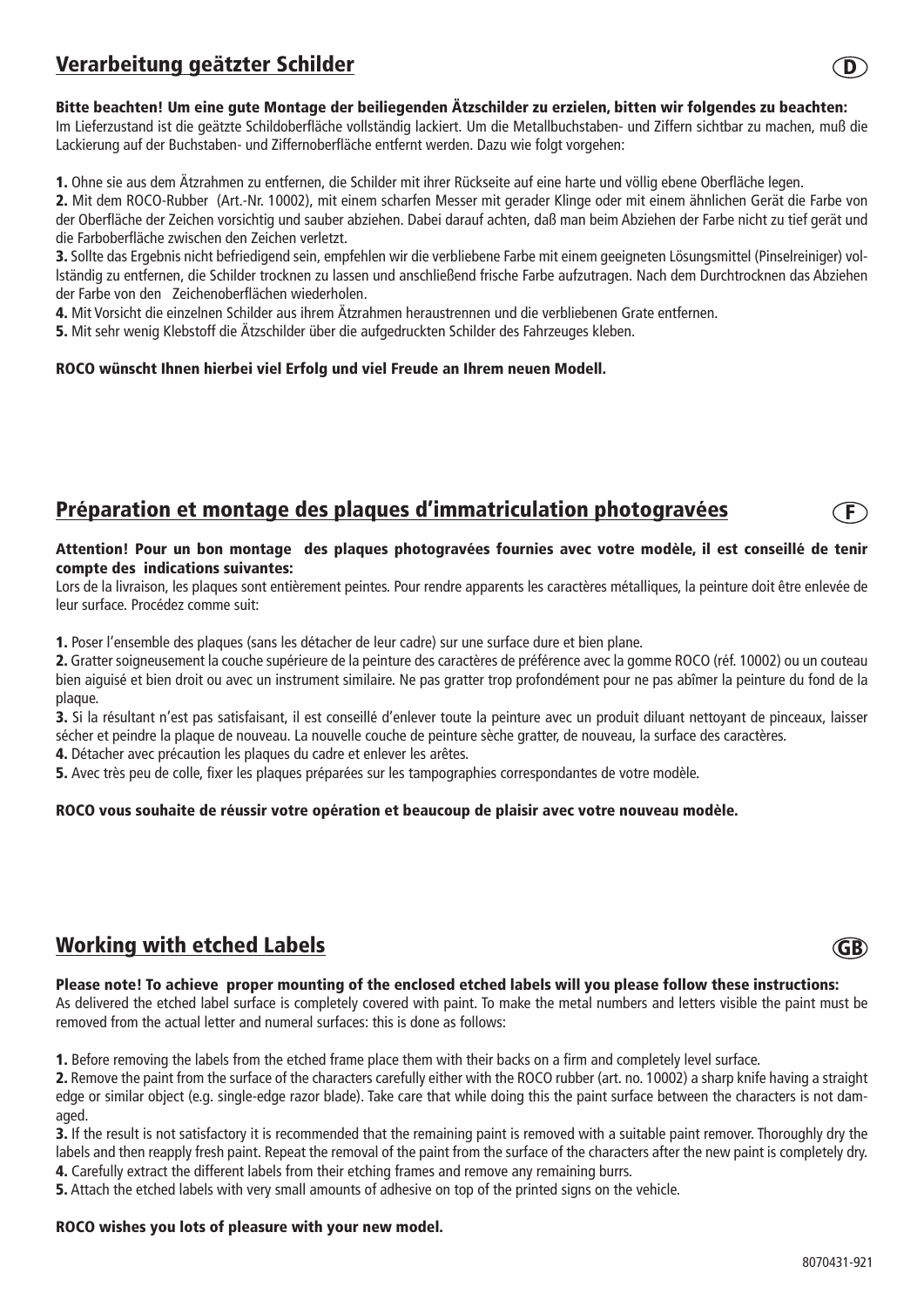## Verarbeitung geätzter Schilder

D

**Bitte beachten! Um eine gute Montage der beiliegenden Ätzschilder zu erzielen, bitten wir folgendes zu beachten:**
Im Lieferzustand ist die geätzte Schildoberfläche vollständig lackiert. Um die Metallbuchstaben- und Ziffern sichtbar zu machen, muß die Lackierung auf der Buchstaben- und Ziffernoberfläche entfernt werden. Dazu wie folgt vorgehen:

**1.** Ohne sie aus dem Ätzrahmen zu entfernen, die Schilder mit ihrer Rückseite auf eine harte und völlig ebene Oberfläche legen.
**2.** Mit dem ROCO-Rubber (Art.-Nr. 10002), mit einem scharfen Messer mit gerader Klinge oder mit einem ähnlichen Gerät die Farbe von der Oberfläche der Zeichen vorsichtig und sauber abziehen. Dabei darauf achten, daß man beim Abziehen der Farbe nicht zu tief gerät und die Farboberfläche zwischen den Zeichen verletzt.
**3.** Sollte das Ergebnis nicht befriedigend sein, empfehlen wir die verbliebene Farbe mit einem geeigneten Lösungsmittel (Pinselreiniger) vollständig zu entfernen, die Schilder trocknen zu lassen und anschließend frische Farbe aufzutragen. Nach dem Durchtrocknen das Abziehen der Farbe von den Zeichenoberflächen wiederholen.
**4.** Mit Vorsicht die einzelnen Schilder aus ihrem Ätzrahmen heraustrennen und die verbliebenen Grate entfernen.
**5.** Mit sehr wenig Klebstoff die Ätzschilder über die aufgedruckten Schilder des Fahrzeuges kleben.

**ROCO wünscht Ihnen hierbei viel Erfolg und viel Freude an Ihrem neuen Modell.**

## Préparation et montage des plaques d'immatriculation photogravées

F

**Attention! Pour un bon montage des plaques photogravées fournies avec votre modèle, il est conseillé de tenir compte des indications suivantes:**
Lors de la livraison, les plaques sont entièrement peintes. Pour rendre apparents les caractères métalliques, la peinture doit être enlevée de leur surface. Procédez comme suit:

**1.** Poser l'ensemble des plaques (sans les détacher de leur cadre) sur une surface dure et bien plane.
**2.** Gratter soigneusement la couche supérieure de la peinture des caractères de préférence avec la gomme ROCO (réf. 10002) ou un couteau bien aiguisé et bien droit ou avec un instrument similaire. Ne pas gratter trop profondément pour ne pas abîmer la peinture du fond de la plaque.
**3.** Si la résultant n'est pas satisfaisant, il est conseillé d'enlever toute la peinture avec un produit diluant nettoyant de pinceaux, laisser sécher et peindre la plaque de nouveau. La nouvelle couche de peinture sèche gratter, de nouveau, la surface des caractères.
**4.** Détacher avec précaution les plaques du cadre et enlever les arêtes.
**5.** Avec très peu de colle, fixer les plaques préparées sur les tampographies correspondantes de votre modèle.

**ROCO vous souhaite de réussir votre opération et beaucoup de plaisir avec votre nouveau modèle.**

## Working with etched Labels

GB

**Please note! To achieve proper mounting of the enclosed etched labels will you please follow these instructions:**
As delivered the etched label surface is completely covered with paint. To make the metal numbers and letters visible the paint must be removed from the actual letter and numeral surfaces: this is done as follows:

**1.** Before removing the labels from the etched frame place them with their backs on a firm and completely level surface.
**2.** Remove the paint from the surface of the characters carefully either with the ROCO rubber (art. no. 10002) a sharp knife having a straight edge or similar object (e.g. single-edge razor blade). Take care that while doing this the paint surface between the characters is not damaged.
**3.** If the result is not satisfactory it is recommended that the remaining paint is removed with a suitable paint remover. Thoroughly dry the labels and then reapply fresh paint. Repeat the removal of the paint from the surface of the characters after the new paint is completely dry.
**4.** Carefully extract the different labels from their etching frames and remove any remaining burrs.
**5.** Attach the etched labels with very small amounts of adhesive on top of the printed signs on the vehicle.

**ROCO wishes you lots of pleasure with your new model.**

8070431-921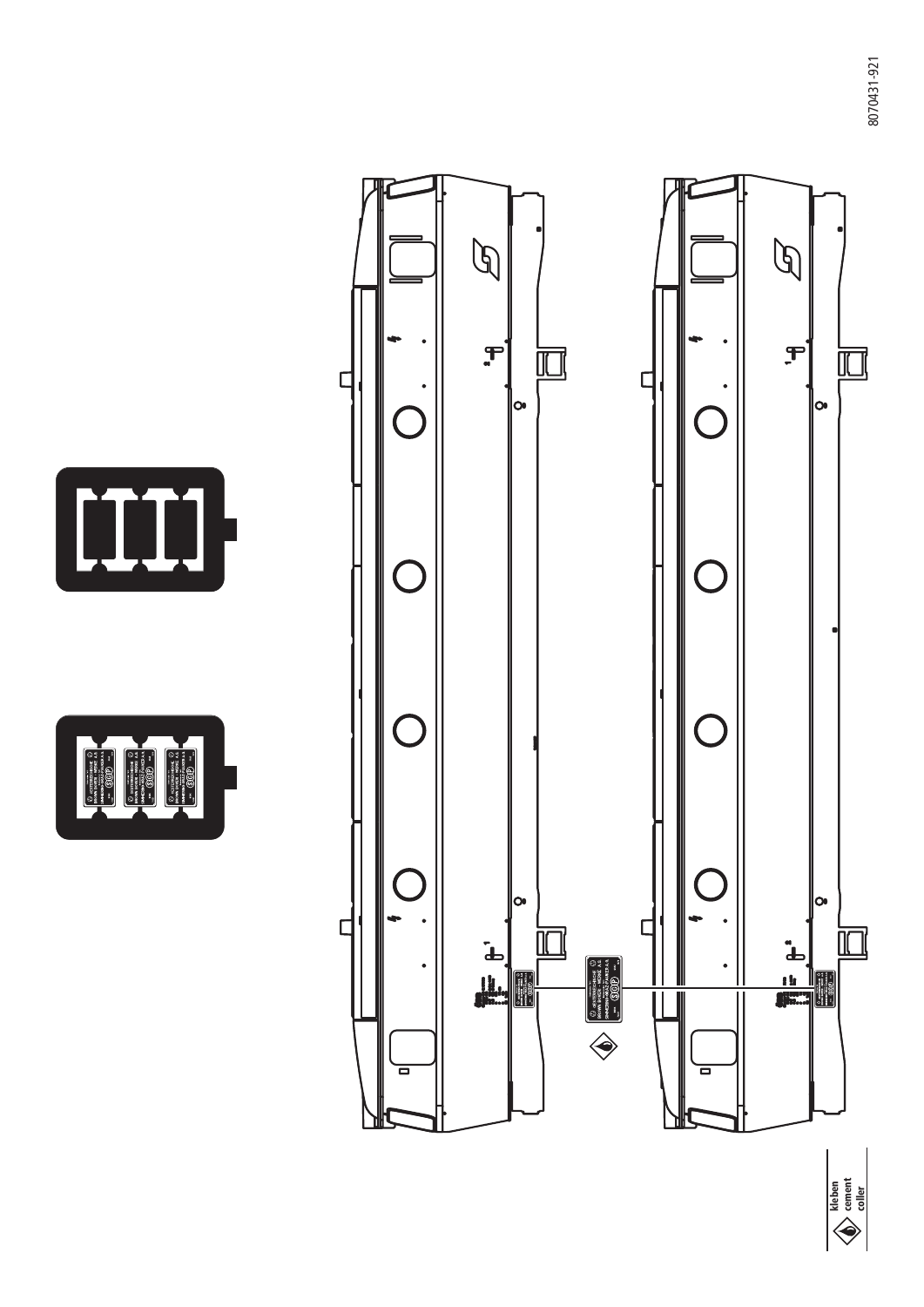8070431-921

kleben
cement
coller